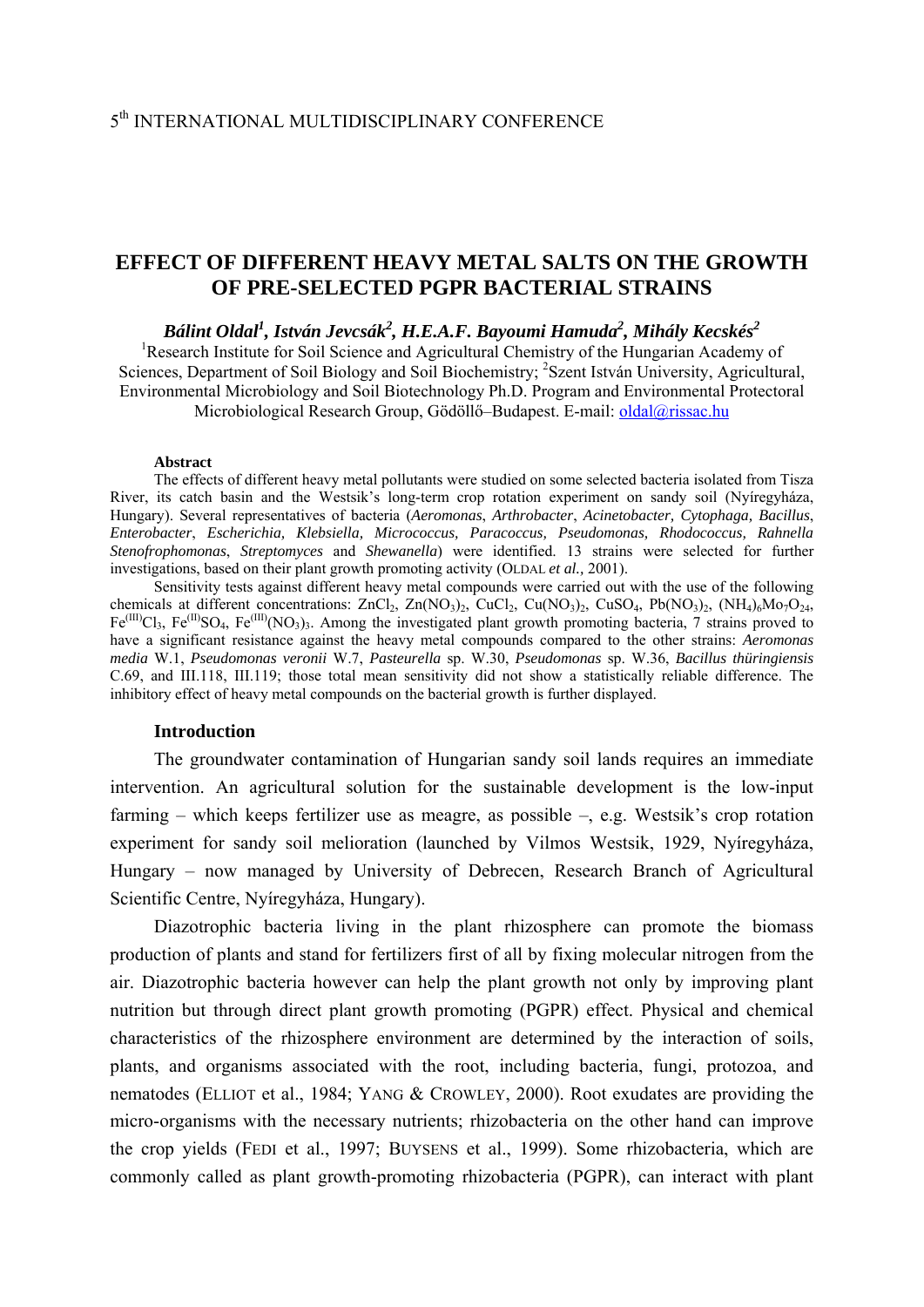5th INTERNATIONAL MULTIDISCIPLINARY CONFERENCE

# EFFECT OF DIFFERENT HEAVY METAL SALTS ON THE GROWTH OF PRE-SELECTED PGPR BACTERIAL STRAINS

***Bálint Oldal[1], István Jevcsák[2], H.E.A.F. Bayoumi Hamuda[2], Mihály Kecskés[2]***

[1]Research Institute for Soil Science and Agricultural Chemistry of the Hungarian Academy of Sciences, Department of Soil Biology and Soil Biochemistry; [2]Szent István University, Agricultural, Environmental Microbiology and Soil Biotechnology Ph.D. Program and Environmental Protectoral Microbiological Research Group, Gödöllő–Budapest. E-mail: oldal@rissac.hu

**Abstract**

The effects of different heavy metal pollutants were studied on some selected bacteria isolated from Tisza River, its catch basin and the Westsik's long-term crop rotation experiment on sandy soil (Nyíregyháza, Hungary). Several representatives of bacteria (*Aeromonas*, *Arthrobacter*, *Acinetobacter, Cytophaga, Bacillus*, *Enterobacter*, *Escherichia, Klebsiella, Micrococcus, Paracoccus, Pseudomonas, Rhodococcus, Rahnella Stenofrophomonas*, *Streptomyces* and *Shewanella*) were identified. 13 strains were selected for further investigations, based on their plant growth promoting activity (OLDAL *et al.*, 2001).

Sensitivity tests against different heavy metal compounds were carried out with the use of the following chemicals at different concentrations: $ZnCl_2$, $Zn(NO_3)_2$, $CuCl_2$, $Cu(NO_3)_2$, $CuSO_4$, $Pb(NO_3)_2$, $(NH_4)_6Mo_7O_{24}$, $Fe^{(III)}Cl_3$, $Fe^{(II)}SO_4$, $Fe^{(III)}(NO_3)_3$. Among the investigated plant growth promoting bacteria, 7 strains proved to have a significant resistance against the heavy metal compounds compared to the other strains: *Aeromonas media* W.1, *Pseudomonas veronii* W.7, *Pasteurella* sp. W.30, *Pseudomonas* sp. W.36, *Bacillus thüringiensis* C.69, and III.118, III.119; those total mean sensitivity did not show a statistically reliable difference. The inhibitory effect of heavy metal compounds on the bacterial growth is further displayed.

## Introduction

The groundwater contamination of Hungarian sandy soil lands requires an immediate intervention. An agricultural solution for the sustainable development is the low-input farming – which keeps fertilizer use as meagre, as possible –, e.g. Westsik's crop rotation experiment for sandy soil melioration (launched by Vilmos Westsik, 1929, Nyíregyháza, Hungary – now managed by University of Debrecen, Research Branch of Agricultural Scientific Centre, Nyíregyháza, Hungary).

Diazotrophic bacteria living in the plant rhizosphere can promote the biomass production of plants and stand for fertilizers first of all by fixing molecular nitrogen from the air. Diazotrophic bacteria however can help the plant growth not only by improving plant nutrition but through direct plant growth promoting (PGPR) effect. Physical and chemical characteristics of the rhizosphere environment are determined by the interaction of soils, plants, and organisms associated with the root, including bacteria, fungi, protozoa, and nematodes (ELLIOT et al., 1984; YANG & CROWLEY, 2000). Root exudates are providing the micro-organisms with the necessary nutrients; rhizobacteria on the other hand can improve the crop yields (FEDI et al., 1997; BUYSENS et al., 1999). Some rhizobacteria, which are commonly called as plant growth-promoting rhizobacteria (PGPR), can interact with plant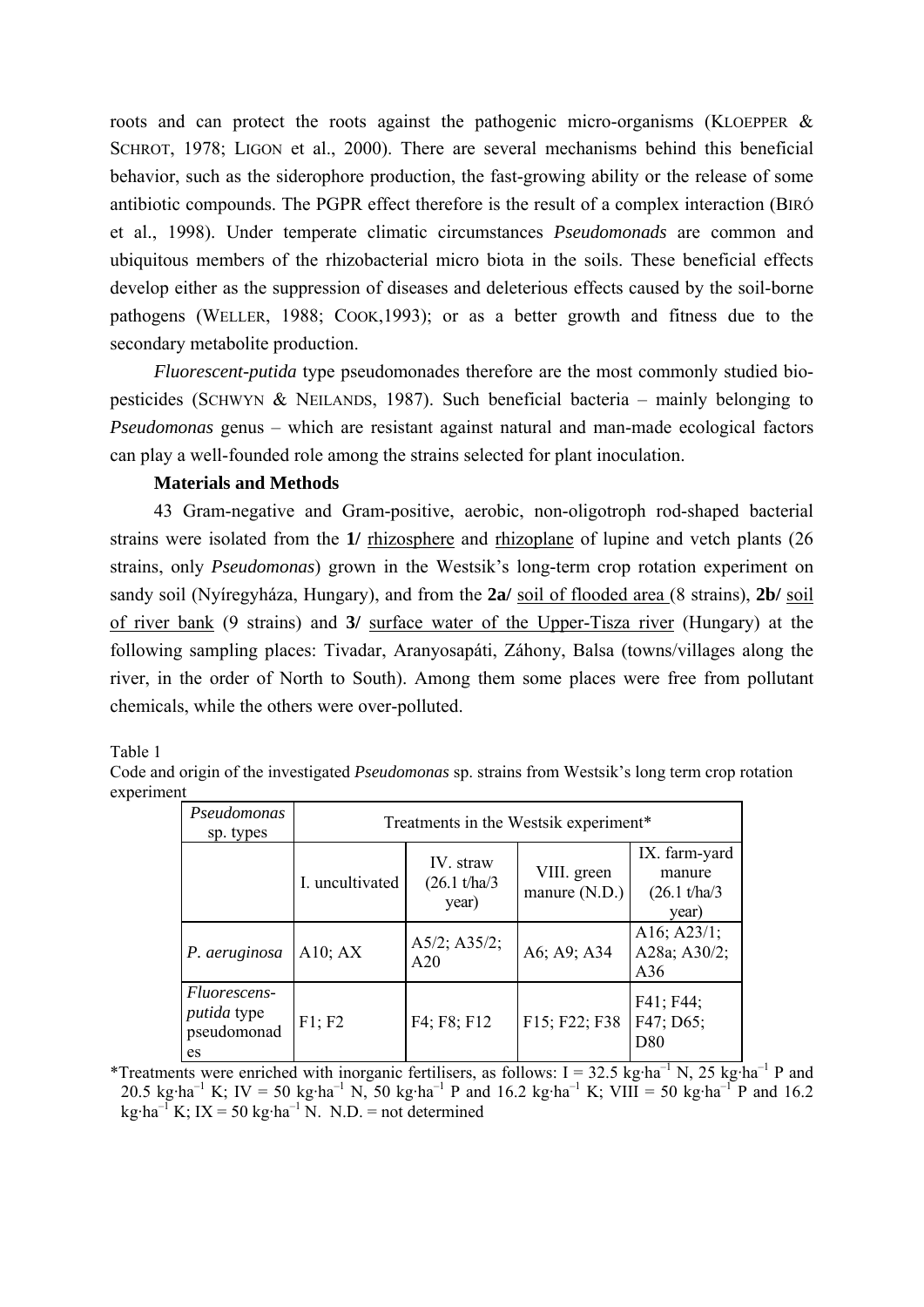roots and can protect the roots against the pathogenic micro-organisms (KLOEPPER & SCHROT, 1978; LIGON et al., 2000). There are several mechanisms behind this beneficial behavior, such as the siderophore production, the fast-growing ability or the release of some antibiotic compounds. The PGPR effect therefore is the result of a complex interaction (BIRÓ et al., 1998). Under temperate climatic circumstances *Pseudomonads* are common and ubiquitous members of the rhizobacterial micro biota in the soils. These beneficial effects develop either as the suppression of diseases and deleterious effects caused by the soil-borne pathogens (WELLER, 1988; COOK,1993); or as a better growth and fitness due to the secondary metabolite production.

*Fluorescent-putida* type pseudomonades therefore are the most commonly studied bio-pesticides (SCHWYN & NEILANDS, 1987). Such beneficial bacteria – mainly belonging to *Pseudomonas* genus – which are resistant against natural and man-made ecological factors can play a well-founded role among the strains selected for plant inoculation.

### Materials and Methods

43 Gram-negative and Gram-positive, aerobic, non-oligotroph rod-shaped bacterial strains were isolated from the **1/** rhizosphere and rhizoplane of lupine and vetch plants (26 strains, only *Pseudomonas*) grown in the Westsik's long-term crop rotation experiment on sandy soil (Nyíregyháza, Hungary), and from the **2a/** soil of flooded area (8 strains), **2b/** soil of river bank (9 strains) and **3/** surface water of the Upper-Tisza river (Hungary) at the following sampling places: Tivadar, Aranyosapáti, Záhony, Balsa (towns/villages along the river, in the order of North to South). Among them some places were free from pollutant chemicals, while the others were over-polluted.

Table 1
Code and origin of the investigated *Pseudomonas* sp. strains from Westsik's long term crop rotation experiment

| *Pseudomonas* sp. types | Treatments in the Westsik experiment* | | | |
|---|---|---|---|---|
| | I. uncultivated | IV. straw (26.1 t/ha/3 year) | VIII. green manure (N.D.) | IX. farm-yard manure (26.1 t/ha/3 year) |
| *P. aeruginosa* | A10; AX | A5/2; A35/2; A20 | A6; A9; A34 | A16; A23/1; A28a; A30/2; A36 |
| *Fluorescens-putida* type pseudomonades | F1; F2 | F4; F8; F12 | F15; F22; F38 | F41; F44; F47; D65; D80 |

*Treatments were enriched with inorganic fertilisers, as follows: I = 32.5 kg·ha$^{-1}$ N, 25 kg·ha$^{-1}$ P and 20.5 kg·ha$^{-1}$ K; IV = 50 kg·ha$^{-1}$ N, 50 kg·ha$^{-1}$ P and 16.2 kg·ha$^{-1}$ K; VIII = 50 kg·ha$^{-1}$ P and 16.2 kg·ha$^{-1}$ K; IX = 50 kg·ha$^{-1}$ N. N.D. = not determined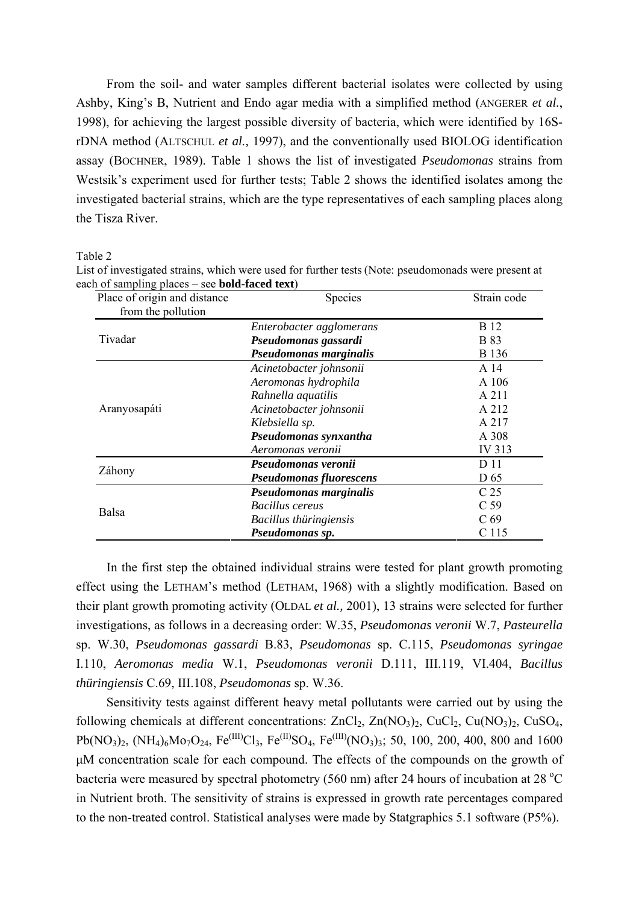From the soil- and water samples different bacterial isolates were collected by using Ashby, King's B, Nutrient and Endo agar media with a simplified method (ANGERER *et al.*, 1998), for achieving the largest possible diversity of bacteria, which were identified by 16S-rDNA method (ALTSCHUL *et al.,* 1997), and the conventionally used BIOLOG identification assay (BOCHNER, 1989). Table 1 shows the list of investigated *Pseudomonas* strains from Westsik's experiment used for further tests; Table 2 shows the identified isolates among the investigated bacterial strains, which are the type representatives of each sampling places along the Tisza River.

Table 2
List of investigated strains, which were used for further tests (Note: pseudomonads were present at each of sampling places – see **bold-faced text**)

| Place of origin and distance from the pollution | Species | Strain code |
|---|---|---|
| Tivadar | *Enterobacter agglomerans* | B 12 |
| | ***Pseudomonas gassardi*** | B 83 |
| | ***Pseudomonas marginalis*** | B 136 |
| Aranyosapáti | *Acinetobacter johnsonii* | A 14 |
| | *Aeromonas hydrophila* | A 106 |
| | *Rahnella aquatilis* | A 211 |
| | *Acinetobacter johnsonii* | A 212 |
| | *Klebsiella sp.* | A 217 |
| | ***Pseudomonas synxantha*** | A 308 |
| | *Aeromonas veronii* | IV 313 |
| Záhony | ***Pseudomonas veronii*** | D 11 |
| | ***Pseudomonas fluorescens*** | D 65 |
| Balsa | ***Pseudomonas marginalis*** | C 25 |
| | *Bacillus cereus* | C 59 |
| | *Bacillus thüringiensis* | C 69 |
| | ***Pseudomonas sp.*** | C 115 |

In the first step the obtained individual strains were tested for plant growth promoting effect using the LETHAM's method (LETHAM, 1968) with a slightly modification. Based on their plant growth promoting activity (OLDAL *et al.,* 2001), 13 strains were selected for further investigations, as follows in a decreasing order: W.35, *Pseudomonas veronii* W.7, *Pasteurella* sp. W.30, *Pseudomonas gassardi* B.83, *Pseudomonas* sp. C.115, *Pseudomonas syringae* I.110, *Aeromonas media* W.1, *Pseudomonas veronii* D.111, III.119, VI.404, *Bacillus thüringiensis* C.69, III.108, *Pseudomonas* sp. W.36.

Sensitivity tests against different heavy metal pollutants were carried out by using the following chemicals at different concentrations: $ZnCl_2$, $Zn(NO_3)_2$, $CuCl_2$, $Cu(NO_3)_2$, $CuSO_4$, $Pb(NO_3)_2$, $(NH_4)_6Mo_7O_{24}$, $Fe^{(III)}Cl_3$, $Fe^{(II)}SO_4$, $Fe^{(III)}(NO_3)_3$; 50, 100, 200, 400, 800 and 1600 μM concentration scale for each compound. The effects of the compounds on the growth of bacteria were measured by spectral photometry (560 nm) after 24 hours of incubation at 28 °C in Nutrient broth. The sensitivity of strains is expressed in growth rate percentages compared to the non-treated control. Statistical analyses were made by Statgraphics 5.1 software (P5%).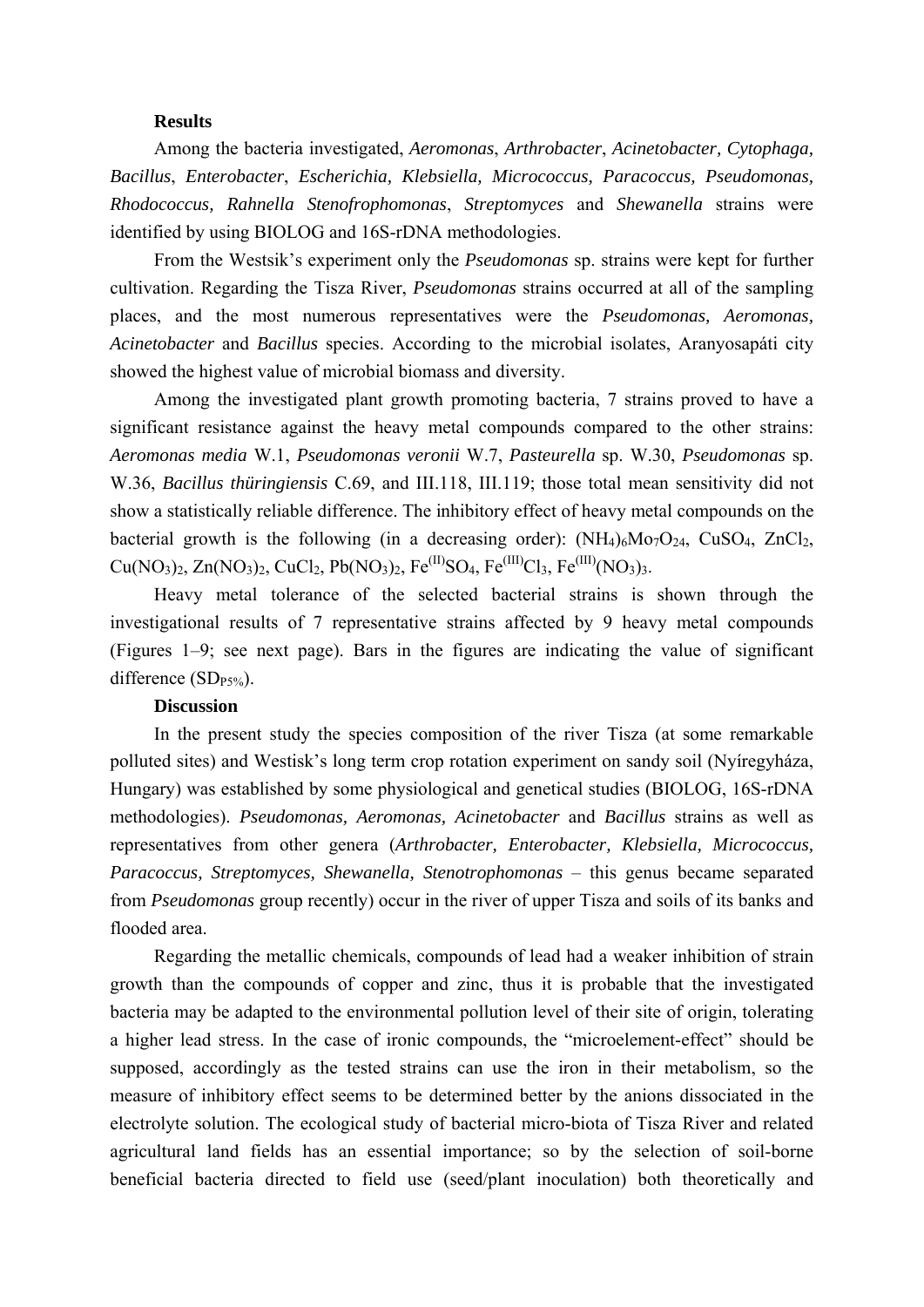**Results**

Among the bacteria investigated, *Aeromonas*, *Arthrobacter*, *Acinetobacter, Cytophaga, Bacillus*, *Enterobacter*, *Escherichia, Klebsiella, Micrococcus, Paracoccus, Pseudomonas, Rhodococcus, Rahnella Stenofrophomonas*, *Streptomyces* and *Shewanella* strains were identified by using BIOLOG and 16S-rDNA methodologies.

From the Westsik's experiment only the *Pseudomonas* sp. strains were kept for further cultivation. Regarding the Tisza River, *Pseudomonas* strains occurred at all of the sampling places, and the most numerous representatives were the *Pseudomonas, Aeromonas, Acinetobacter* and *Bacillus* species. According to the microbial isolates, Aranyosapáti city showed the highest value of microbial biomass and diversity.

Among the investigated plant growth promoting bacteria, 7 strains proved to have a significant resistance against the heavy metal compounds compared to the other strains: *Aeromonas media* W.1, *Pseudomonas veronii* W.7, *Pasteurella* sp. W.30, *Pseudomonas* sp. W.36, *Bacillus thüringiensis* C.69, and III.118, III.119; those total mean sensitivity did not show a statistically reliable difference. The inhibitory effect of heavy metal compounds on the bacterial growth is the following (in a decreasing order): $(NH_4)_6Mo_7O_{24}$, $CuSO_4$, $ZnCl_2$, $Cu(NO_3)_2$, $Zn(NO_3)_2$, $CuCl_2$, $Pb(NO_3)_2$, $Fe^{(II)}SO_4$, $Fe^{(III)}Cl_3$, $Fe^{(III)}(NO_3)_3$.

Heavy metal tolerance of the selected bacterial strains is shown through the investigational results of 7 representative strains affected by 9 heavy metal compounds (Figures 1–9; see next page). Bars in the figures are indicating the value of significant difference ($SD_{P5\%}$).

**Discussion**

In the present study the species composition of the river Tisza (at some remarkable polluted sites) and Westisk's long term crop rotation experiment on sandy soil (Nyíregyháza, Hungary) was established by some physiological and genetical studies (BIOLOG, 16S-rDNA methodologies). *Pseudomonas, Aeromonas, Acinetobacter* and *Bacillus* strains as well as representatives from other genera (*Arthrobacter, Enterobacter, Klebsiella, Micrococcus, Paracoccus, Streptomyces, Shewanella, Stenotrophomonas* – this genus became separated from *Pseudomonas* group recently) occur in the river of upper Tisza and soils of its banks and flooded area.

Regarding the metallic chemicals, compounds of lead had a weaker inhibition of strain growth than the compounds of copper and zinc, thus it is probable that the investigated bacteria may be adapted to the environmental pollution level of their site of origin, tolerating a higher lead stress. In the case of ironic compounds, the "microelement-effect" should be supposed, accordingly as the tested strains can use the iron in their metabolism, so the measure of inhibitory effect seems to be determined better by the anions dissociated in the electrolyte solution. The ecological study of bacterial micro-biota of Tisza River and related agricultural land fields has an essential importance; so by the selection of soil-borne beneficial bacteria directed to field use (seed/plant inoculation) both theoretically and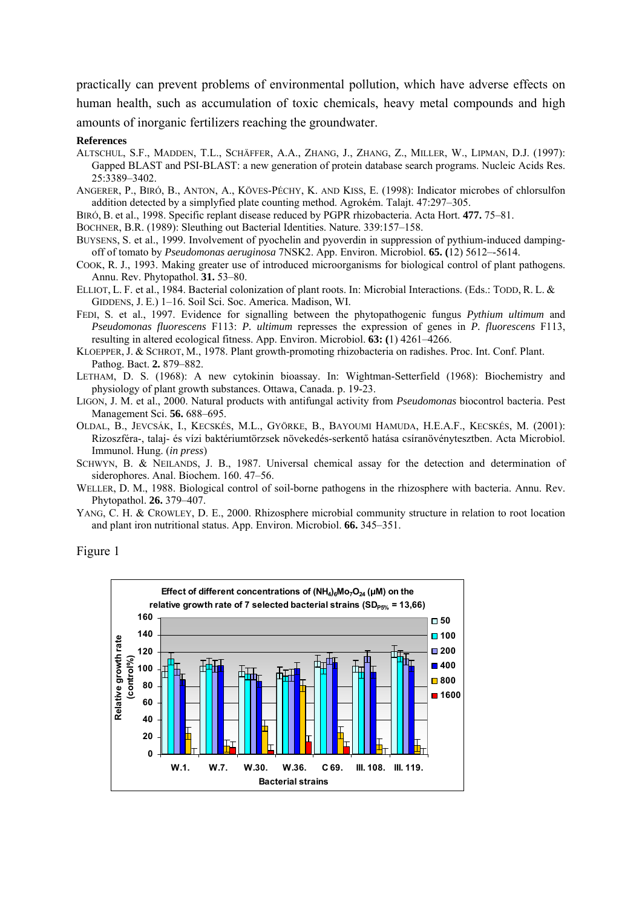practically can prevent problems of environmental pollution, which have adverse effects on human health, such as accumulation of toxic chemicals, heavy metal compounds and high amounts of inorganic fertilizers reaching the groundwater.

**References**

ALTSCHUL, S.F., MADDEN, T.L., SCHÄFFER, A.A., ZHANG, J., ZHANG, Z., MILLER, W., LIPMAN, D.J. (1997): Gapped BLAST and PSI-BLAST: a new generation of protein database search programs. Nucleic Acids Res. 25:3389–3402.

ANGERER, P., BIRÓ, B., ANTON, A., KÖVES-PÉCHY, K. AND KISS, E. (1998): Indicator microbes of chlorsulfon addition detected by a simplyfied plate counting method. Agrokém. Talajt. 47:297–305.

BIRÓ, B. et al., 1998. Specific replant disease reduced by PGPR rhizobacteria. Acta Hort. **477.** 75–81.

BOCHNER, B.R. (1989): Sleuthing out Bacterial Identities. Nature. 339:157–158.

BUYSENS, S. et al., 1999. Involvement of pyochelin and pyoverdin in suppression of pythium-induced damping-off of tomato by *Pseudomonas aeruginosa* 7NSK2. App. Environ. Microbiol. **65. (**12) 5612–-5614.

COOK, R. J., 1993. Making greater use of introduced microorganisms for biological control of plant pathogens. Annu. Rev. Phytopathol. **31.** 53–80.

ELLIOT, L. F. et al., 1984. Bacterial colonization of plant roots. In: Microbial Interactions. (Eds.: TODD, R. L. & GIDDENS, J. E.) 1–16. Soil Sci. Soc. America. Madison, WI.

FEDI, S. et al., 1997. Evidence for signalling between the phytopathogenic fungus *Pythium ultimum* and *Pseudomonas fluorescens* F113: *P. ultimum* represses the expression of genes in *P. fluorescens* F113, resulting in altered ecological fitness. App. Environ. Microbiol. **63: (**1) 4261–4266.

KLOEPPER, J. & SCHROT, M., 1978. Plant growth-promoting rhizobacteria on radishes. Proc. Int. Conf. Plant. Pathog. Bact. **2.** 879–882.

LETHAM, D. S. (1968): A new cytokinin bioassay. In: Wightman-Setterfield (1968): Biochemistry and physiology of plant growth substances. Ottawa, Canada. p. 19-23.

LIGON, J. M. et al., 2000. Natural products with antifungal activity from *Pseudomonas* biocontrol bacteria. Pest Management Sci. **56.** 688–695.

OLDAL, B., JEVCSÁK, I., KECSKÉS, M.L., GYÖRKE, B., BAYOUMI HAMUDA, H.E.A.F., KECSKÉS, M. (2001): Rizoszféra-, talaj- és vízi baktériumtörzsek növekedés-serkentő hatása csíranövénytesztben. Acta Microbiol. Immunol. Hung. (*in press*)

SCHWYN, B. & NEILANDS, J. B., 1987. Universal chemical assay for the detection and determination of siderophores. Anal. Biochem. 160. 47–56.

WELLER, D. M., 1988. Biological control of soil-borne pathogens in the rhizosphere with bacteria. Annu. Rev. Phytopathol. **26.** 379–407.

YANG, C. H. & CROWLEY, D. E., 2000. Rhizosphere microbial community structure in relation to root location and plant iron nutritional status. App. Environ. Microbiol. **66.** 345–351.

Figure 1

Effect of different concentrations of $(NH_4)_6Mo_7O_{24}$ (μM) on the relative growth rate of 7 selected bacterial strains ($SD_{P5\%}$ = 13,66)

Relative growth rate (control%)

160
140
120
100
80
60
40
20
0

W.1. W.7. W.30. W.36. C 69. III. 108. III. 119.

Bacterial strains

50
100
200
400
800
1600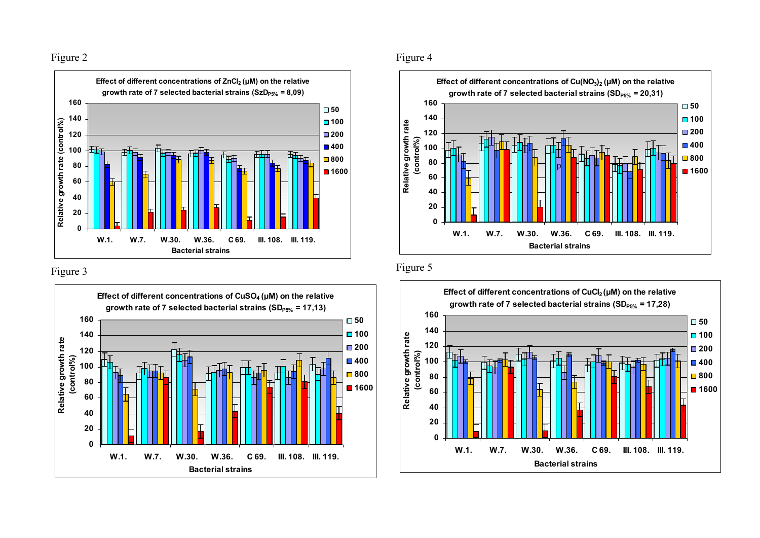Figure 2

**Effect of different concentrations of $ZnCl_2$ (μM) on the relative growth rate of 7 selected bacterial strains ($SzD_{P5\%}$ = 8,09)**

Relative growth rate (control%)

160
140
120
100
80
60
40
20
0

W.1. W.7. W.30. W.36. C 69. III. 108. III. 119.

Bacterial strains

50
100
200
400
800
1600

Figure 3

**Effect of different concentrations of $CuSO_4$ (μM) on the relative growth rate of 7 selected bacterial strains ($SD_{P5\%}$ = 17,13)**

Relative growth rate (control%)

160
140
120
100
80
60
40
20
0

W.1. W.7. W.30. W.36. C 69. III. 108. III. 119.

Bacterial strains

50
100
200
400
800
1600

Figure 4

**Effect of different concentrations of $Cu(NO_3)_2$ (μM) on the relative growth rate of 7 selected bacterial strains ($SD_{P5\%}$ = 20,31)**

Relative growth rate (control%)

160
140
120
100
80
60
40
20
0

p

W.1. W.7. W.30. W.36. C 69. III. 108. III. 119.

Bacterial strains

50
100
200
400
800
1600

Figure 5

**Effect of different concentrations of $CuCl_2$ (μM) on the relative growth rate of 7 selected bacterial strains ($SD_{P5\%}$ = 17,28)**

Relative growth rate (control%)

160
140
120
100
80
60
40
20
0

W.1. W.7. W.30. W.36. C 69. III. 108. III. 119.

Bacterial strains

50
100
200
400
800
1600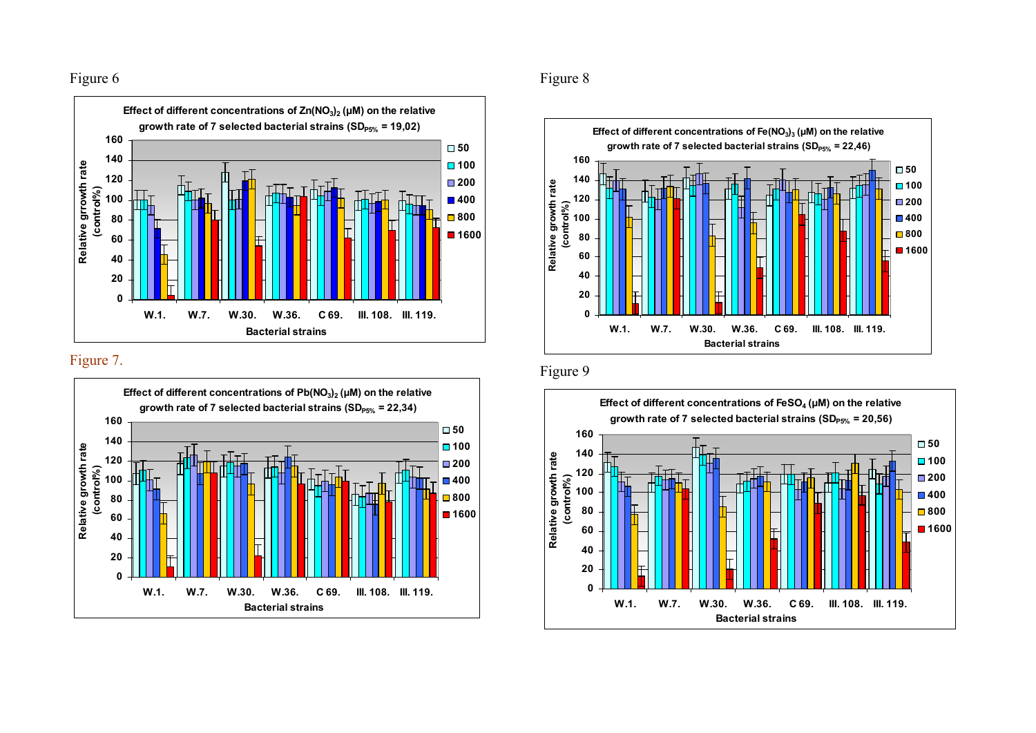Figure 6

Effect of different concentrations of $Zn(NO_3)_2$ (μM) on the relative growth rate of 7 selected bacterial strains ($SD_{P5\%}$ = 19,02)

160
140
120
100
80
60
40
20
0

Relative growth rate (control%)

W.1. W.7. W.30. W.36. C 69. III. 108. III. 119.

Bacterial strains

50
100
200
400
800
1600

Figure 7.

Effect of different concentrations of $Pb(NO_3)_2$ (μM) on the relative growth rate of 7 selected bacterial strains ($SD_{P5\%}$ = 22,34)

160
140
120
100
80
60
40
20
0

Relative growth rate (control%)

W.1. W.7. W.30. W.36. C 69. III. 108. III. 119.

Bacterial strains

50
100
200
400
800
1600

Figure 8

Effect of different concentrations of $Fe(NO_3)_3$ (μM) on the relative growth rate of 7 selected bacterial strains ($SD_{P5\%}$ = 22,46)

160
140
120
100
80
60
40
20
0

Relative growth rate (control%)

W.1. W.7. W.30. W.36. C 69. III. 108. III. 119.

Bacterial strains

50
100
200
400
800
1600

Figure 9

Effect of different concentrations of $FeSO_4$ (μM) on the relative growth rate of 7 selected bacterial strains ($SD_{P5\%}$ = 20,56)

160
140
120
100
80
60
40
20
0

Relative growth rate (control%)

W.1. W.7. W.30. W.36. C 69. III. 108. III. 119.

Bacterial strains

50
100
200
400
800
1600